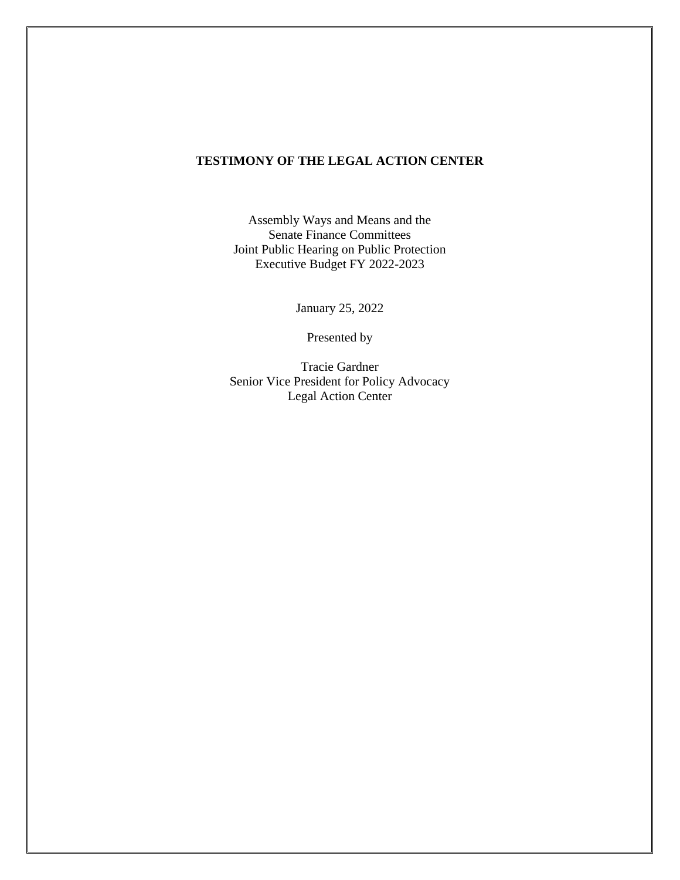# TESTIMONY OF THE LEGAL ACTION CENTER

Assembly Ways and Means and the
Senate Finance Committees
Joint Public Hearing on Public Protection
Executive Budget FY 2022-2023

January 25, 2022

Presented by

Tracie Gardner
Senior Vice President for Policy Advocacy
Legal Action Center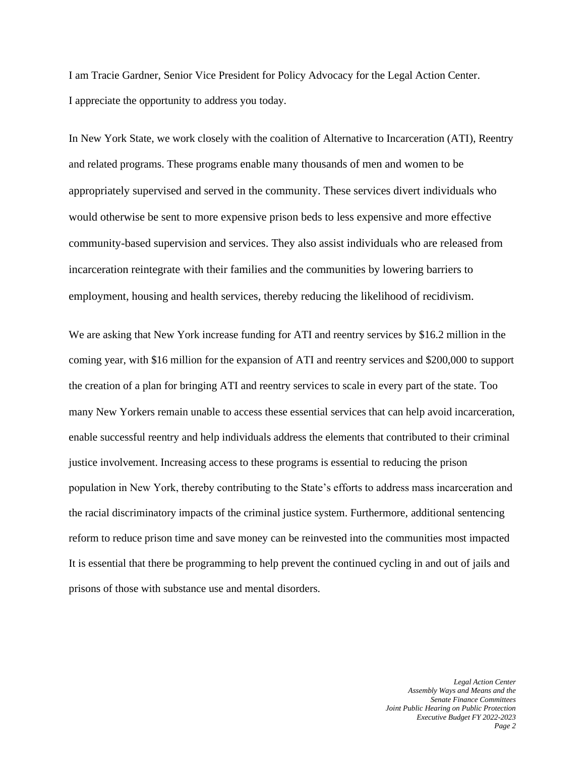I am Tracie Gardner, Senior Vice President for Policy Advocacy for the Legal Action Center. I appreciate the opportunity to address you today.

In New York State, we work closely with the coalition of Alternative to Incarceration (ATI), Reentry and related programs. These programs enable many thousands of men and women to be appropriately supervised and served in the community. These services divert individuals who would otherwise be sent to more expensive prison beds to less expensive and more effective community-based supervision and services. They also assist individuals who are released from incarceration reintegrate with their families and the communities by lowering barriers to employment, housing and health services, thereby reducing the likelihood of recidivism.

We are asking that New York increase funding for ATI and reentry services by $16.2 million in the coming year, with $16 million for the expansion of ATI and reentry services and $200,000 to support the creation of a plan for bringing ATI and reentry services to scale in every part of the state. Too many New Yorkers remain unable to access these essential services that can help avoid incarceration, enable successful reentry and help individuals address the elements that contributed to their criminal justice involvement. Increasing access to these programs is essential to reducing the prison population in New York, thereby contributing to the State's efforts to address mass incarceration and the racial discriminatory impacts of the criminal justice system. Furthermore, additional sentencing reform to reduce prison time and save money can be reinvested into the communities most impacted It is essential that there be programming to help prevent the continued cycling in and out of jails and prisons of those with substance use and mental disorders.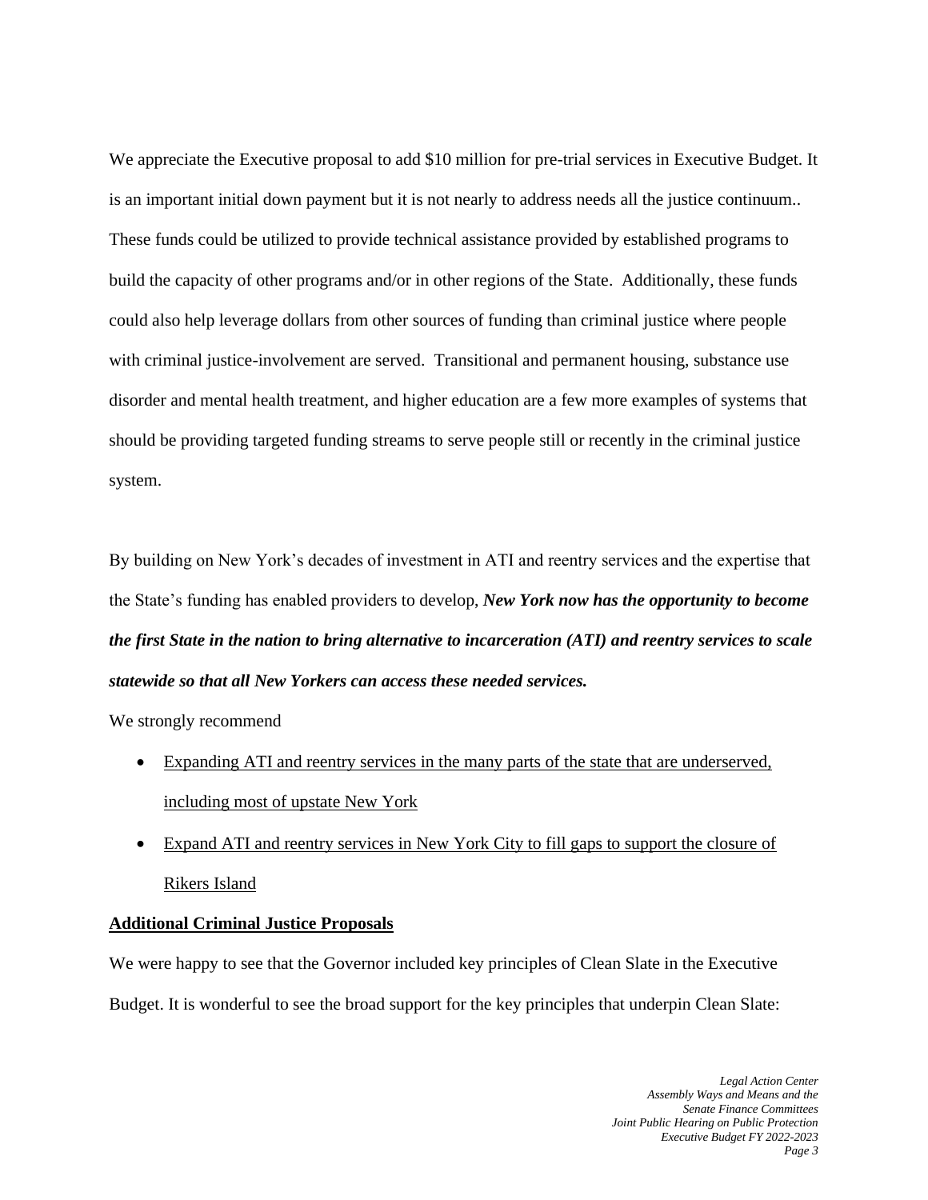We appreciate the Executive proposal to add $10 million for pre-trial services in Executive Budget. It is an important initial down payment but it is not nearly to address needs all the justice continuum.. These funds could be utilized to provide technical assistance provided by established programs to build the capacity of other programs and/or in other regions of the State. Additionally, these funds could also help leverage dollars from other sources of funding than criminal justice where people with criminal justice-involvement are served. Transitional and permanent housing, substance use disorder and mental health treatment, and higher education are a few more examples of systems that should be providing targeted funding streams to serve people still or recently in the criminal justice system.

By building on New York's decades of investment in ATI and reentry services and the expertise that the State's funding has enabled providers to develop, ***New York now has the opportunity to become the first State in the nation to bring alternative to incarceration (ATI) and reentry services to scale statewide so that all New Yorkers can access these needed services.***

We strongly recommend

- <u>Expanding ATI and reentry services in the many parts of the state that are underserved, including most of upstate New York</u>
- <u>Expand ATI and reentry services in New York City to fill gaps to support the closure of Rikers Island</u>

**<u>Additional Criminal Justice Proposals</u>**

We were happy to see that the Governor included key principles of Clean Slate in the Executive Budget. It is wonderful to see the broad support for the key principles that underpin Clean Slate: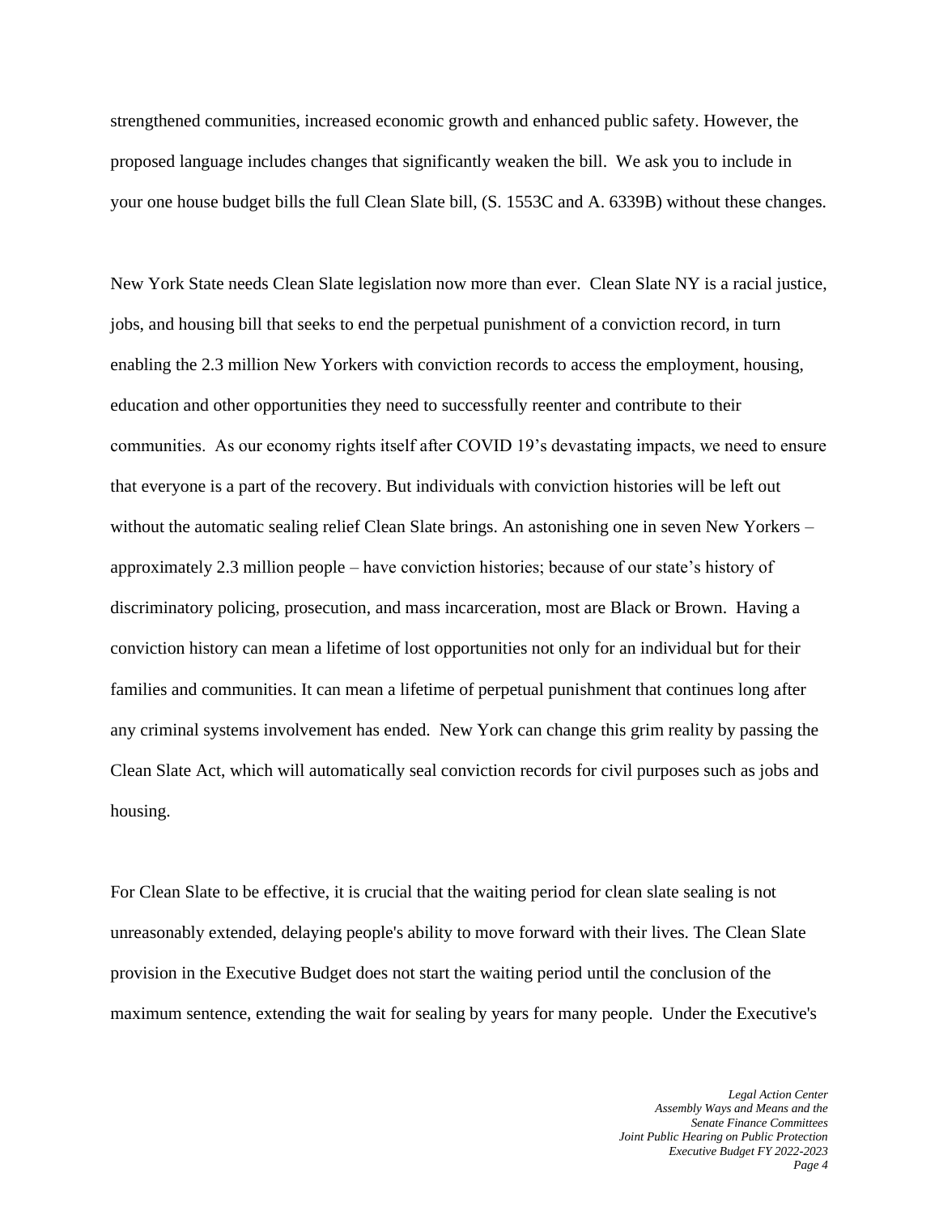strengthened communities, increased economic growth and enhanced public safety. However, the proposed language includes changes that significantly weaken the bill. We ask you to include in your one house budget bills the full Clean Slate bill, (S. 1553C and A. 6339B) without these changes.

New York State needs Clean Slate legislation now more than ever. Clean Slate NY is a racial justice, jobs, and housing bill that seeks to end the perpetual punishment of a conviction record, in turn enabling the 2.3 million New Yorkers with conviction records to access the employment, housing, education and other opportunities they need to successfully reenter and contribute to their communities. As our economy rights itself after COVID 19's devastating impacts, we need to ensure that everyone is a part of the recovery. But individuals with conviction histories will be left out without the automatic sealing relief Clean Slate brings. An astonishing one in seven New Yorkers – approximately 2.3 million people – have conviction histories; because of our state's history of discriminatory policing, prosecution, and mass incarceration, most are Black or Brown. Having a conviction history can mean a lifetime of lost opportunities not only for an individual but for their families and communities. It can mean a lifetime of perpetual punishment that continues long after any criminal systems involvement has ended. New York can change this grim reality by passing the Clean Slate Act, which will automatically seal conviction records for civil purposes such as jobs and housing.

For Clean Slate to be effective, it is crucial that the waiting period for clean slate sealing is not unreasonably extended, delaying people's ability to move forward with their lives. The Clean Slate provision in the Executive Budget does not start the waiting period until the conclusion of the maximum sentence, extending the wait for sealing by years for many people. Under the Executive's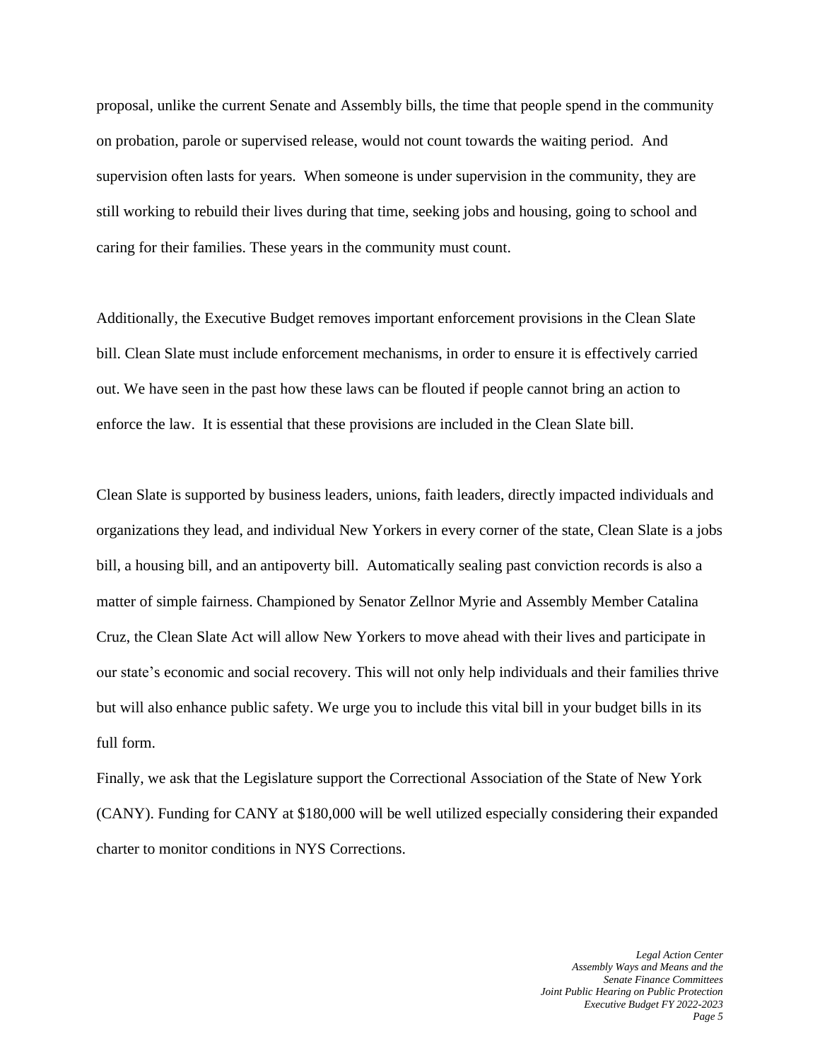proposal, unlike the current Senate and Assembly bills, the time that people spend in the community on probation, parole or supervised release, would not count towards the waiting period. And supervision often lasts for years. When someone is under supervision in the community, they are still working to rebuild their lives during that time, seeking jobs and housing, going to school and caring for their families. These years in the community must count.

Additionally, the Executive Budget removes important enforcement provisions in the Clean Slate bill. Clean Slate must include enforcement mechanisms, in order to ensure it is effectively carried out. We have seen in the past how these laws can be flouted if people cannot bring an action to enforce the law. It is essential that these provisions are included in the Clean Slate bill.

Clean Slate is supported by business leaders, unions, faith leaders, directly impacted individuals and organizations they lead, and individual New Yorkers in every corner of the state, Clean Slate is a jobs bill, a housing bill, and an antipoverty bill. Automatically sealing past conviction records is also a matter of simple fairness. Championed by Senator Zellnor Myrie and Assembly Member Catalina Cruz, the Clean Slate Act will allow New Yorkers to move ahead with their lives and participate in our state's economic and social recovery. This will not only help individuals and their families thrive but will also enhance public safety. We urge you to include this vital bill in your budget bills in its full form.

Finally, we ask that the Legislature support the Correctional Association of the State of New York (CANY). Funding for CANY at $180,000 will be well utilized especially considering their expanded charter to monitor conditions in NYS Corrections.